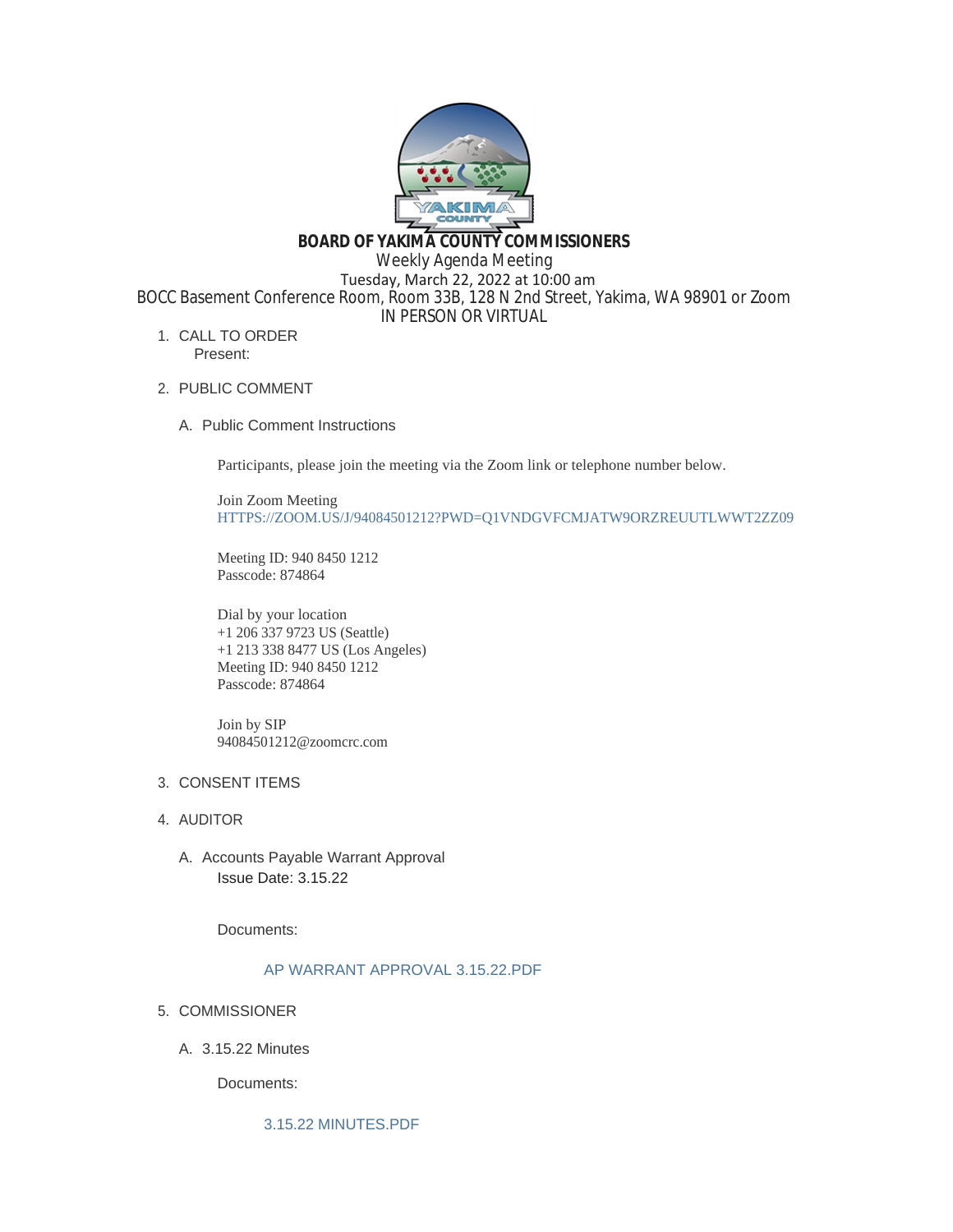# BOARD OF YAKIMA COUNTY COMMISSIONERS

Weekly Agenda Meeting
Tuesday, March 22, 2022 at 10:00 am
BOCC Basement Conference Room, Room 33B, 128 N 2nd Street, Yakima, WA 98901 or Zoom
IN PERSON OR VIRTUAL

1. CALL TO ORDER
   Present:

2. PUBLIC COMMENT

   A. Public Comment Instructions

      Participants, please join the meeting via the Zoom link or telephone number below.

      Join Zoom Meeting
      HTTPS://ZOOM.US/J/94084501212?PWD=Q1VNDGVFCMJATW9ORZREUUTLWWT2ZZ09

      Meeting ID: 940 8450 1212
      Passcode: 874864

      Dial by your location
      +1 206 337 9723 US (Seattle)
      +1 213 338 8477 US (Los Angeles)
      Meeting ID: 940 8450 1212
      Passcode: 874864

      Join by SIP
      94084501212@zoomcrc.com

3. CONSENT ITEMS

4. AUDITOR

   A. Accounts Payable Warrant Approval
      Issue Date: 3.15.22

      Documents:

      AP WARRANT APPROVAL 3.15.22.PDF

5. COMMISSIONER

   A. 3.15.22 Minutes

      Documents:

      3.15.22 MINUTES.PDF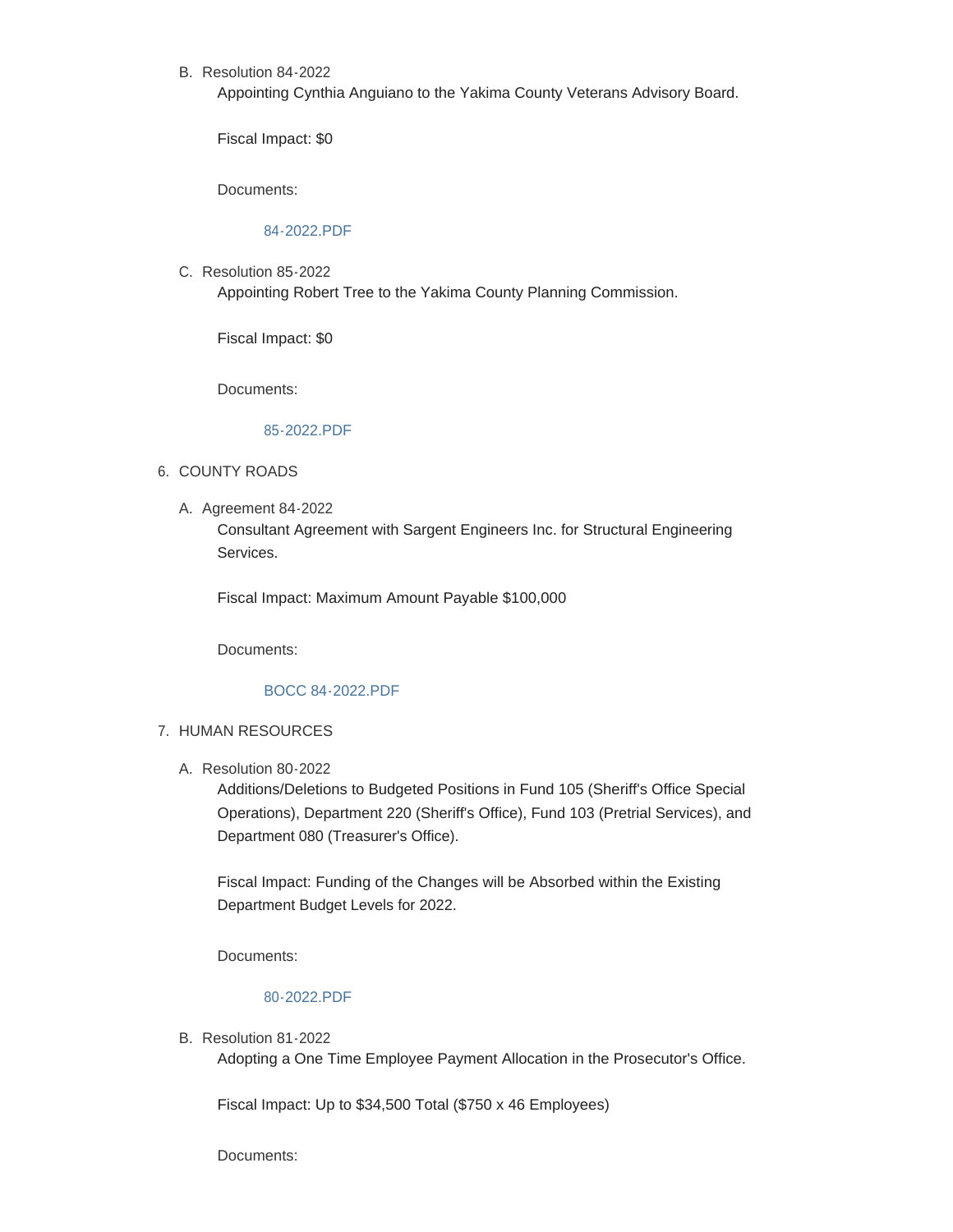B. Resolution 84-2022

   Appointing Cynthia Anguiano to the Yakima County Veterans Advisory Board.

   Fiscal Impact: $0

   Documents:

   84-2022.PDF

C. Resolution 85-2022

   Appointing Robert Tree to the Yakima County Planning Commission.

   Fiscal Impact: $0

   Documents:

   85-2022.PDF

6. COUNTY ROADS

   A. Agreement 84-2022

      Consultant Agreement with Sargent Engineers Inc. for Structural Engineering Services.

      Fiscal Impact: Maximum Amount Payable $100,000

      Documents:

      BOCC 84-2022.PDF

7. HUMAN RESOURCES

   A. Resolution 80-2022

      Additions/Deletions to Budgeted Positions in Fund 105 (Sheriff's Office Special Operations), Department 220 (Sheriff's Office), Fund 103 (Pretrial Services), and Department 080 (Treasurer's Office).

      Fiscal Impact: Funding of the Changes will be Absorbed within the Existing Department Budget Levels for 2022.

      Documents:

      80-2022.PDF

   B. Resolution 81-2022

      Adopting a One Time Employee Payment Allocation in the Prosecutor's Office.

      Fiscal Impact: Up to $34,500 Total ($750 x 46 Employees)

      Documents: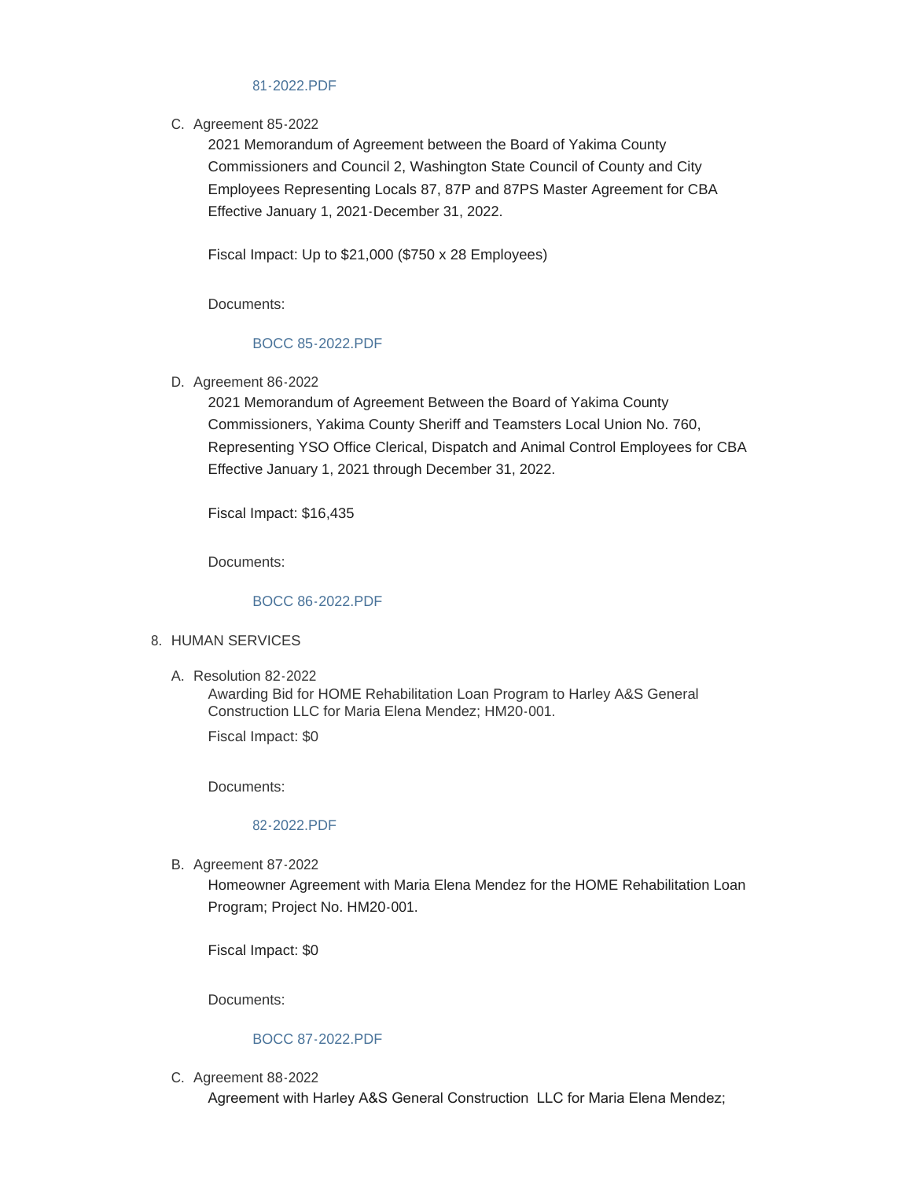81-2022.PDF

C. Agreement 85-2022

   2021 Memorandum of Agreement between the Board of Yakima County Commissioners and Council 2, Washington State Council of County and City Employees Representing Locals 87, 87P and 87PS Master Agreement for CBA Effective January 1, 2021-December 31, 2022.

   Fiscal Impact: Up to $21,000 ($750 x 28 Employees)

   Documents:

   BOCC 85-2022.PDF

D. Agreement 86-2022

   2021 Memorandum of Agreement Between the Board of Yakima County Commissioners, Yakima County Sheriff and Teamsters Local Union No. 760, Representing YSO Office Clerical, Dispatch and Animal Control Employees for CBA Effective January 1, 2021 through December 31, 2022.

   Fiscal Impact: $16,435

   Documents:

   BOCC 86-2022.PDF

8. HUMAN SERVICES

A. Resolution 82-2022

   Awarding Bid for HOME Rehabilitation Loan Program to Harley A&S General Construction LLC for Maria Elena Mendez; HM20-001.

   Fiscal Impact: $0

   Documents:

   82-2022.PDF

B. Agreement 87-2022

   Homeowner Agreement with Maria Elena Mendez for the HOME Rehabilitation Loan Program; Project No. HM20-001.

   Fiscal Impact: $0

   Documents:

   BOCC 87-2022.PDF

C. Agreement 88-2022

   Agreement with Harley A&S General Construction LLC for Maria Elena Mendez;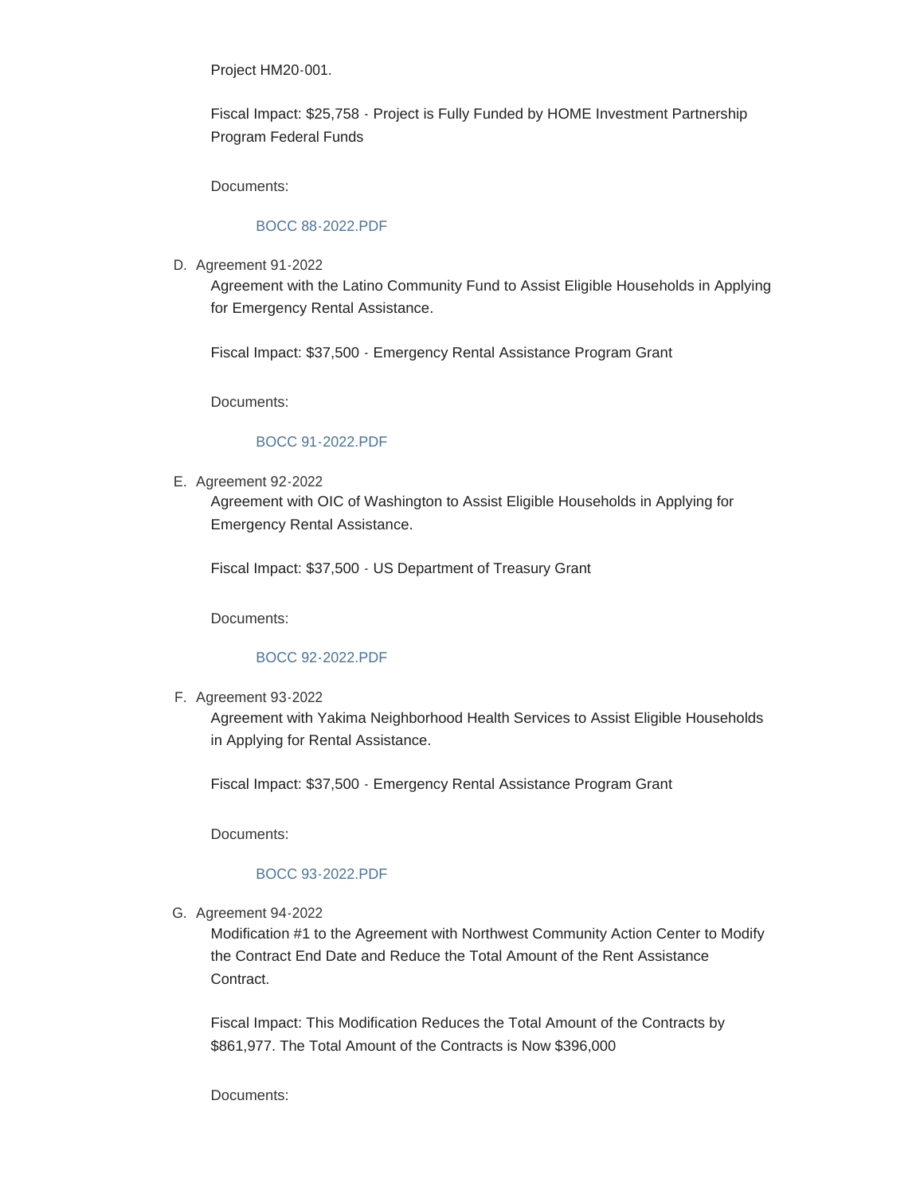Project HM20-001.

Fiscal Impact: $25,758 - Project is Fully Funded by HOME Investment Partnership Program Federal Funds

Documents:

BOCC 88-2022.PDF

D. Agreement 91-2022

Agreement with the Latino Community Fund to Assist Eligible Households in Applying for Emergency Rental Assistance.

Fiscal Impact: $37,500 - Emergency Rental Assistance Program Grant

Documents:

BOCC 91-2022.PDF

E. Agreement 92-2022

Agreement with OIC of Washington to Assist Eligible Households in Applying for Emergency Rental Assistance.

Fiscal Impact: $37,500 - US Department of Treasury Grant

Documents:

BOCC 92-2022.PDF

F. Agreement 93-2022

Agreement with Yakima Neighborhood Health Services to Assist Eligible Households in Applying for Rental Assistance.

Fiscal Impact: $37,500 - Emergency Rental Assistance Program Grant

Documents:

BOCC 93-2022.PDF

G. Agreement 94-2022

Modification #1 to the Agreement with Northwest Community Action Center to Modify the Contract End Date and Reduce the Total Amount of the Rent Assistance Contract.

Fiscal Impact: This Modification Reduces the Total Amount of the Contracts by $861,977. The Total Amount of the Contracts is Now $396,000

Documents: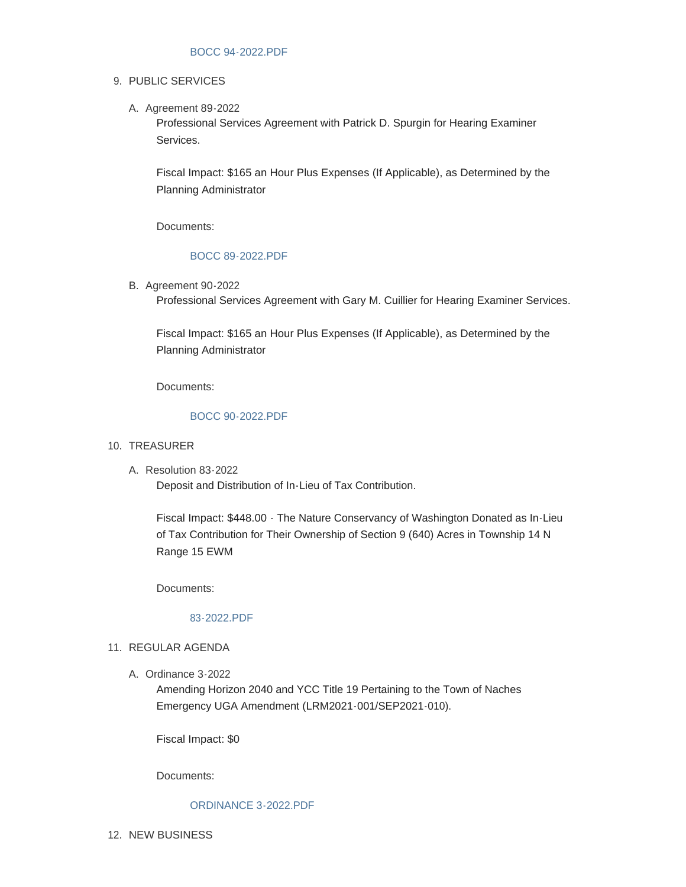BOCC 94-2022.PDF

9. PUBLIC SERVICES

   A. Agreement 89-2022

      Professional Services Agreement with Patrick D. Spurgin for Hearing Examiner Services.

      Fiscal Impact: $165 an Hour Plus Expenses (If Applicable), as Determined by the Planning Administrator

      Documents:

      BOCC 89-2022.PDF

   B. Agreement 90-2022

      Professional Services Agreement with Gary M. Cuillier for Hearing Examiner Services.

      Fiscal Impact: $165 an Hour Plus Expenses (If Applicable), as Determined by the Planning Administrator

      Documents:

      BOCC 90-2022.PDF

10. TREASURER

    A. Resolution 83-2022

       Deposit and Distribution of In-Lieu of Tax Contribution.

       Fiscal Impact: $448.00 - The Nature Conservancy of Washington Donated as In-Lieu of Tax Contribution for Their Ownership of Section 9 (640) Acres in Township 14 N Range 15 EWM

       Documents:

       83-2022.PDF

11. REGULAR AGENDA

    A. Ordinance 3-2022

       Amending Horizon 2040 and YCC Title 19 Pertaining to the Town of Naches Emergency UGA Amendment (LRM2021-001/SEP2021-010).

       Fiscal Impact: $0

       Documents:

       ORDINANCE 3-2022.PDF

12. NEW BUSINESS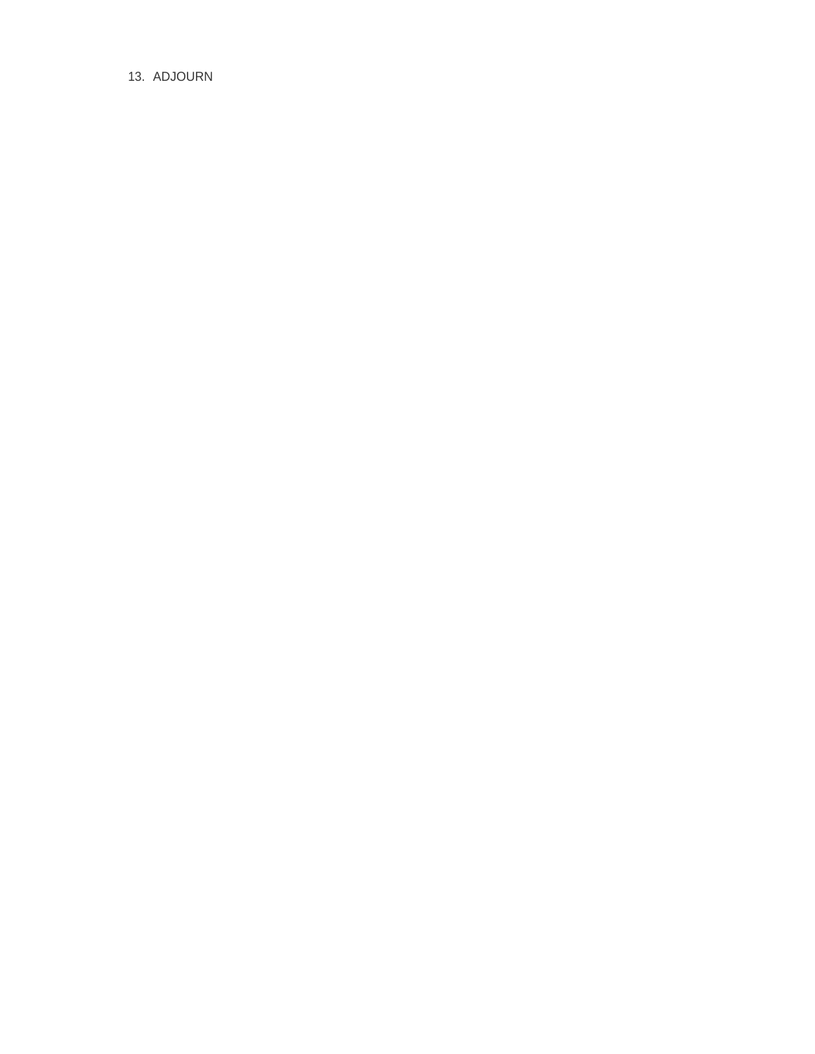13. ADJOURN